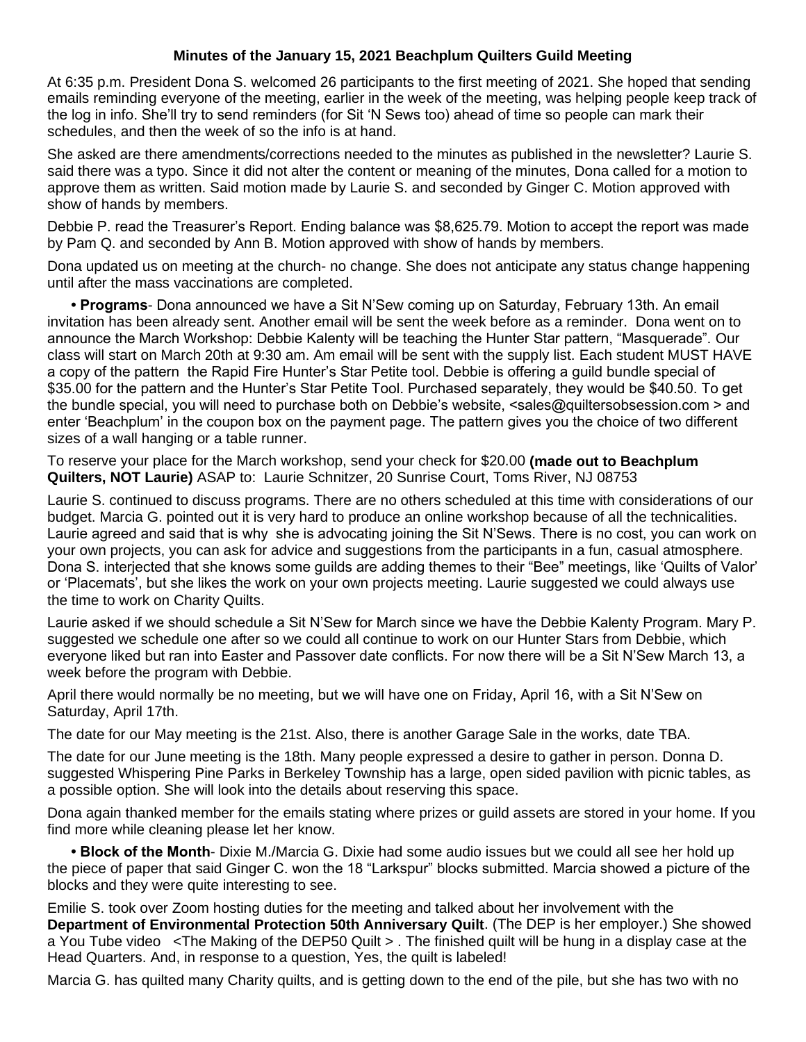**Minutes of the January 15, 2021 Beachplum Quilters Guild Meeting**

At 6:35 p.m. President Dona S. welcomed 26 participants to the first meeting of 2021. She hoped that sending emails reminding everyone of the meeting, earlier in the week of the meeting, was helping people keep track of the log in info. She'll try to send reminders (for Sit 'N Sews too) ahead of time so people can mark their schedules, and then the week of so the info is at hand.

She asked are there amendments/corrections needed to the minutes as published in the newsletter? Laurie S. said there was a typo. Since it did not alter the content or meaning of the minutes, Dona called for a motion to approve them as written. Said motion made by Laurie S. and seconded by Ginger C. Motion approved with show of hands by members.

Debbie P. read the Treasurer's Report. Ending balance was $8,625.79. Motion to accept the report was made by Pam Q. and seconded by Ann B. Motion approved with show of hands by members.

Dona updated us on meeting at the church- no change. She does not anticipate any status change happening until after the mass vaccinations are completed.

• **Programs**- Dona announced we have a Sit N'Sew coming up on Saturday, February 13th. An email invitation has been already sent. Another email will be sent the week before as a reminder. Dona went on to announce the March Workshop: Debbie Kalenty will be teaching the Hunter Star pattern, "Masquerade". Our class will start on March 20th at 9:30 am. Am email will be sent with the supply list. Each student MUST HAVE a copy of the pattern the Rapid Fire Hunter's Star Petite tool. Debbie is offering a guild bundle special of $35.00 for the pattern and the Hunter's Star Petite Tool. Purchased separately, they would be $40.50. To get the bundle special, you will need to purchase both on Debbie's website, <sales@quiltersobsession.com > and enter 'Beachplum' in the coupon box on the payment page. The pattern gives you the choice of two different sizes of a wall hanging or a table runner.

To reserve your place for the March workshop, send your check for $20.00 **(made out to Beachplum Quilters, NOT Laurie)** ASAP to: Laurie Schnitzer, 20 Sunrise Court, Toms River, NJ 08753

Laurie S. continued to discuss programs. There are no others scheduled at this time with considerations of our budget. Marcia G. pointed out it is very hard to produce an online workshop because of all the technicalities. Laurie agreed and said that is why she is advocating joining the Sit N'Sews. There is no cost, you can work on your own projects, you can ask for advice and suggestions from the participants in a fun, casual atmosphere. Dona S. interjected that she knows some guilds are adding themes to their "Bee" meetings, like 'Quilts of Valor' or 'Placemats', but she likes the work on your own projects meeting. Laurie suggested we could always use the time to work on Charity Quilts.

Laurie asked if we should schedule a Sit N'Sew for March since we have the Debbie Kalenty Program. Mary P. suggested we schedule one after so we could all continue to work on our Hunter Stars from Debbie, which everyone liked but ran into Easter and Passover date conflicts. For now there will be a Sit N'Sew March 13, a week before the program with Debbie.

April there would normally be no meeting, but we will have one on Friday, April 16, with a Sit N'Sew on Saturday, April 17th.

The date for our May meeting is the 21st. Also, there is another Garage Sale in the works, date TBA.

The date for our June meeting is the 18th. Many people expressed a desire to gather in person. Donna D. suggested Whispering Pine Parks in Berkeley Township has a large, open sided pavilion with picnic tables, as a possible option. She will look into the details about reserving this space.

Dona again thanked member for the emails stating where prizes or guild assets are stored in your home. If you find more while cleaning please let her know.

• **Block of the Month**- Dixie M./Marcia G. Dixie had some audio issues but we could all see her hold up the piece of paper that said Ginger C. won the 18 "Larkspur" blocks submitted. Marcia showed a picture of the blocks and they were quite interesting to see.

Emilie S. took over Zoom hosting duties for the meeting and talked about her involvement with the **Department of Environmental Protection 50th Anniversary Quilt**. (The DEP is her employer.) She showed a You Tube video <The Making of the DEP50 Quilt > . The finished quilt will be hung in a display case at the Head Quarters. And, in response to a question, Yes, the quilt is labeled!

Marcia G. has quilted many Charity quilts, and is getting down to the end of the pile, but she has two with no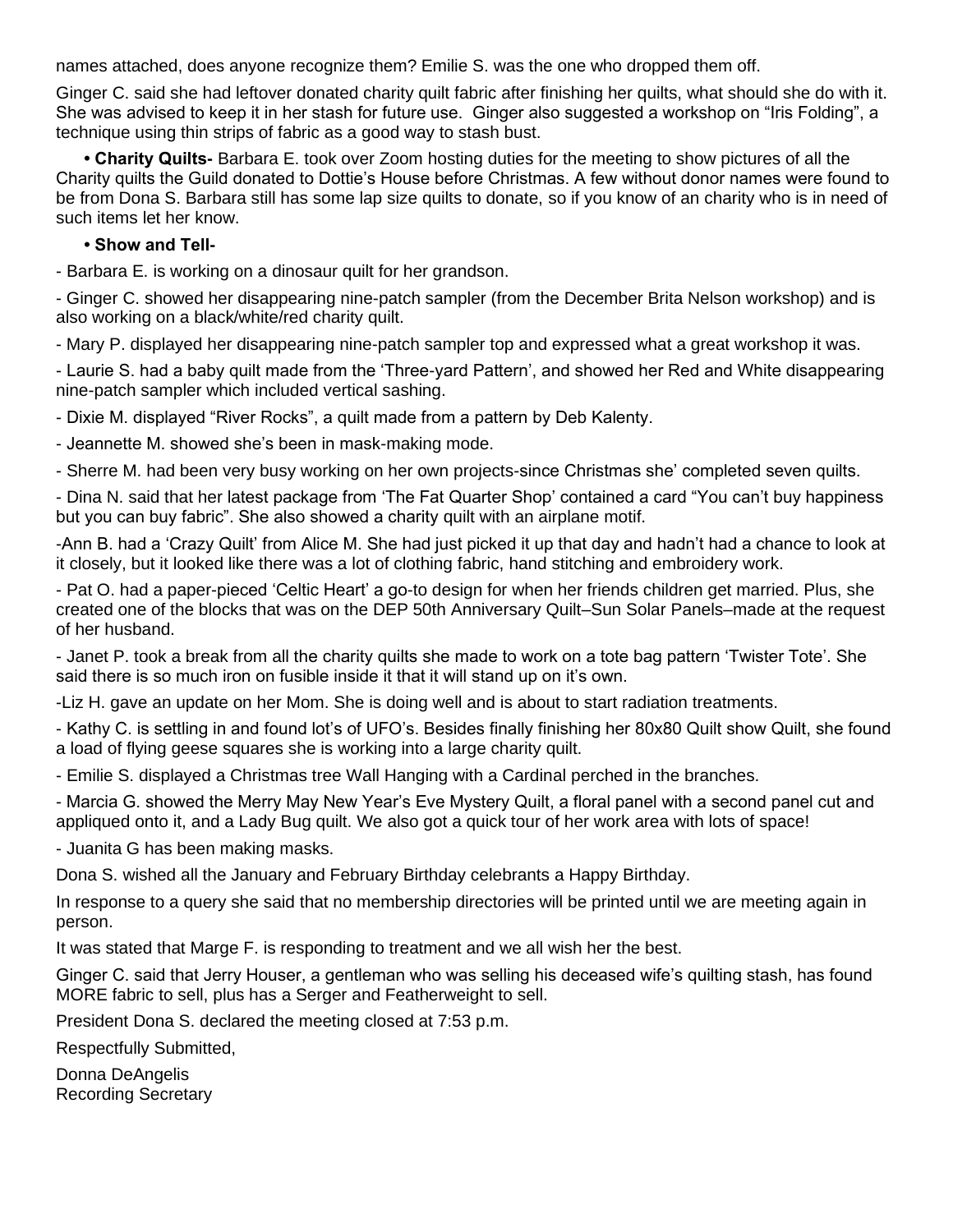names attached, does anyone recognize them? Emilie S. was the one who dropped them off.

Ginger C. said she had leftover donated charity quilt fabric after finishing her quilts, what should she do with it. She was advised to keep it in her stash for future use. Ginger also suggested a workshop on "Iris Folding", a technique using thin strips of fabric as a good way to stash bust.

- **Charity Quilts-** Barbara E. took over Zoom hosting duties for the meeting to show pictures of all the Charity quilts the Guild donated to Dottie's House before Christmas. A few without donor names were found to be from Dona S. Barbara still has some lap size quilts to donate, so if you know of an charity who is in need of such items let her know.

- **Show and Tell-**

- Barbara E. is working on a dinosaur quilt for her grandson.

- Ginger C. showed her disappearing nine-patch sampler (from the December Brita Nelson workshop) and is also working on a black/white/red charity quilt.

- Mary P. displayed her disappearing nine-patch sampler top and expressed what a great workshop it was.

- Laurie S. had a baby quilt made from the 'Three-yard Pattern', and showed her Red and White disappearing nine-patch sampler which included vertical sashing.

- Dixie M. displayed "River Rocks", a quilt made from a pattern by Deb Kalenty.

- Jeannette M. showed she's been in mask-making mode.

- Sherre M. had been very busy working on her own projects-since Christmas she' completed seven quilts.

- Dina N. said that her latest package from 'The Fat Quarter Shop' contained a card "You can't buy happiness but you can buy fabric". She also showed a charity quilt with an airplane motif.

-Ann B. had a 'Crazy Quilt' from Alice M. She had just picked it up that day and hadn't had a chance to look at it closely, but it looked like there was a lot of clothing fabric, hand stitching and embroidery work.

- Pat O. had a paper-pieced 'Celtic Heart' a go-to design for when her friends children get married. Plus, she created one of the blocks that was on the DEP 50th Anniversary Quilt–Sun Solar Panels–made at the request of her husband.

- Janet P. took a break from all the charity quilts she made to work on a tote bag pattern 'Twister Tote'. She said there is so much iron on fusible inside it that it will stand up on it's own.

-Liz H. gave an update on her Mom. She is doing well and is about to start radiation treatments.

- Kathy C. is settling in and found lot's of UFO's. Besides finally finishing her 80x80 Quilt show Quilt, she found a load of flying geese squares she is working into a large charity quilt.

- Emilie S. displayed a Christmas tree Wall Hanging with a Cardinal perched in the branches.

- Marcia G. showed the Merry May New Year's Eve Mystery Quilt, a floral panel with a second panel cut and appliqued onto it, and a Lady Bug quilt. We also got a quick tour of her work area with lots of space!

- Juanita G has been making masks.

Dona S. wished all the January and February Birthday celebrants a Happy Birthday.

In response to a query she said that no membership directories will be printed until we are meeting again in person.

It was stated that Marge F. is responding to treatment and we all wish her the best.

Ginger C. said that Jerry Houser, a gentleman who was selling his deceased wife's quilting stash, has found MORE fabric to sell, plus has a Serger and Featherweight to sell.

President Dona S. declared the meeting closed at 7:53 p.m.

Respectfully Submitted,

Donna DeAngelis
Recording Secretary